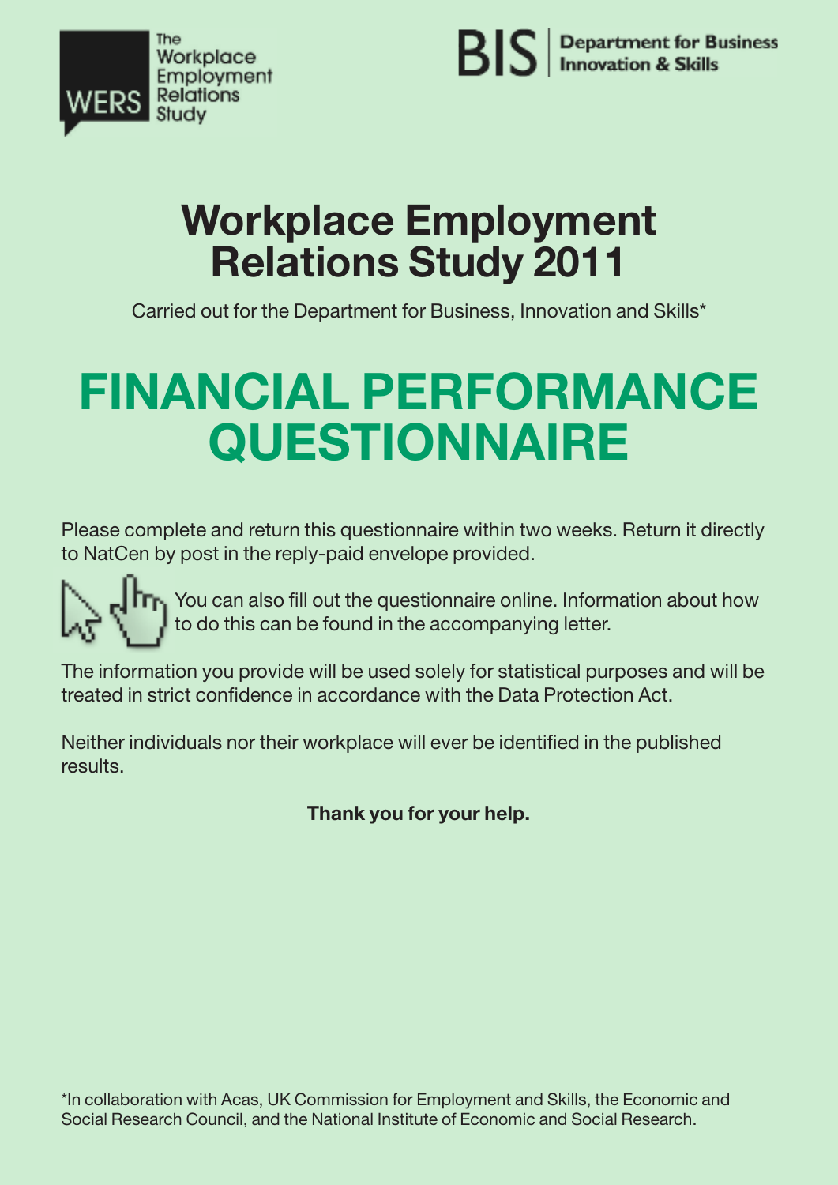The Workplace Employment Relations Study

WERS

BIS | Department for Business Innovation & Skills

# Workplace Employment Relations Study 2011

Carried out for the Department for Business, Innovation and Skills*

# FINANCIAL PERFORMANCE QUESTIONNAIRE

Please complete and return this questionnaire within two weeks. Return it directly to NatCen by post in the reply-paid envelope provided.

You can also fill out the questionnaire online. Information about how to do this can be found in the accompanying letter.

The information you provide will be used solely for statistical purposes and will be treated in strict confidence in accordance with the Data Protection Act.

Neither individuals nor their workplace will ever be identified in the published results.

**Thank you for your help.**

*In collaboration with Acas, UK Commission for Employment and Skills, the Economic and Social Research Council, and the National Institute of Economic and Social Research.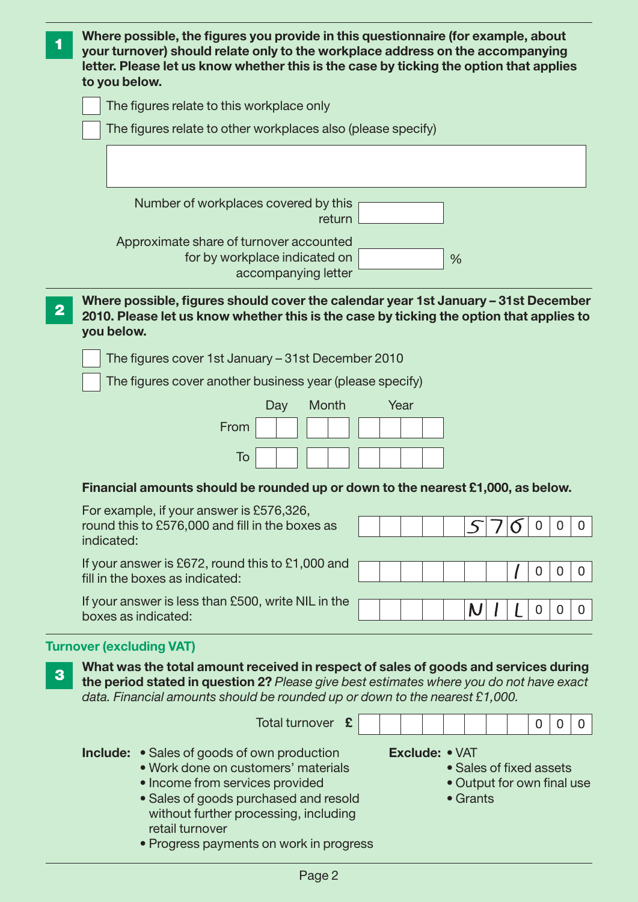**1** **Where possible, the figures you provide in this questionnaire (for example, about your turnover) should relate only to the workplace address on the accompanying letter. Please let us know whether this is the case by ticking the option that applies to you below.**

☐ The figures relate to this workplace only

☐ The figures relate to other workplaces also (please specify)

Number of workplaces covered by this return ____

Approximate share of turnover accounted for by workplace indicated on accompanying letter ____ %

**2** **Where possible, figures should cover the calendar year 1st January – 31st December 2010. Please let us know whether this is the case by ticking the option that applies to you below.**

☐ The figures cover 1st January – 31st December 2010

☐ The figures cover another business year (please specify)

| | Day | Month | Year |
|---|---|---|---|
| From | | | |
| To | | | |

**Financial amounts should be rounded up or down to the nearest £1,000, as below.**

For example, if your answer is £576,326, round this to £576,000 and fill in the boxes as indicated: 5 7 6 0 0 0

If your answer is £672, round this to £1,000 and fill in the boxes as indicated: 1 0 0 0

If your answer is less than £500, write NIL in the boxes as indicated: N I L 0 0 0

## Turnover (excluding VAT)

**3** **What was the total amount received in respect of sales of goods and services during the period stated in question 2?** *Please give best estimates where you do not have exact data. Financial amounts should be rounded up or down to the nearest £1,000.*

Total turnover £ ____ 0 0 0

**Include:**
- Sales of goods of own production
- Work done on customers' materials
- Income from services provided
- Sales of goods purchased and resold without further processing, including retail turnover
- Progress payments on work in progress

**Exclude:**
- VAT
- Sales of fixed assets
- Output for own final use
- Grants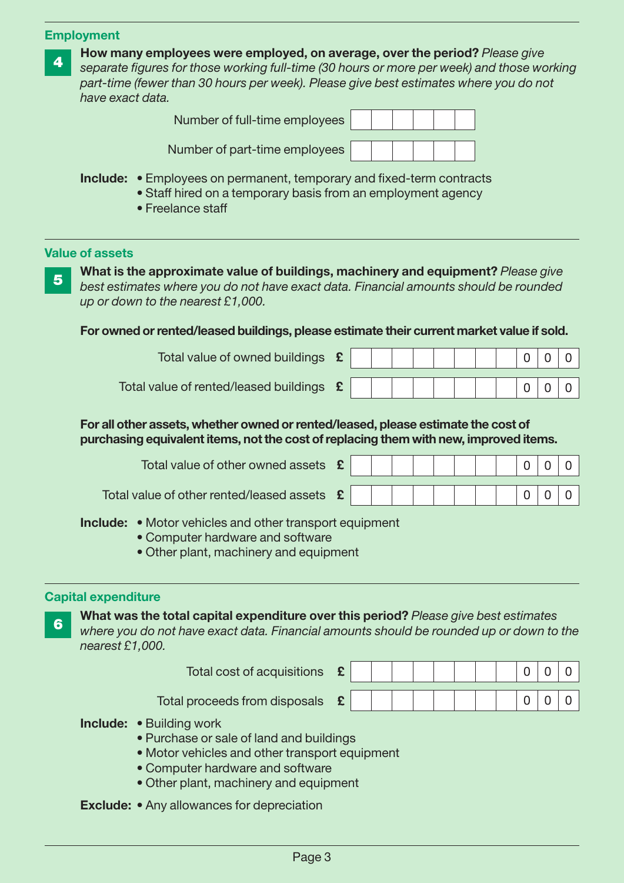## Employment

**4** **How many employees were employed, on average, over the period?** *Please give separate figures for those working full-time (30 hours or more per week) and those working part-time (fewer than 30 hours per week). Please give best estimates where you do not have exact data.*

Number of full-time employees [ | | | | | ]

Number of part-time employees [ | | | | | ]

**Include:**
- Employees on permanent, temporary and fixed-term contracts
- Staff hired on a temporary basis from an employment agency
- Freelance staff

## Value of assets

**5** **What is the approximate value of buildings, machinery and equipment?** *Please give best estimates where you do not have exact data. Financial amounts should be rounded up or down to the nearest £1,000.*

**For owned or rented/leased buildings, please estimate their current market value if sold.**

Total value of owned buildings £ [ | | | | | | | |0|0|0]

Total value of rented/leased buildings £ [ | | | | | | | |0|0|0]

**For all other assets, whether owned or rented/leased, please estimate the cost of purchasing equivalent items, not the cost of replacing them with new, improved items.**

Total value of other owned assets £ [ | | | | | | | |0|0|0]

Total value of other rented/leased assets £ [ | | | | | | | |0|0|0]

**Include:**
- Motor vehicles and other transport equipment
- Computer hardware and software
- Other plant, machinery and equipment

## Capital expenditure

**6** **What was the total capital expenditure over this period?** *Please give best estimates where you do not have exact data. Financial amounts should be rounded up or down to the nearest £1,000.*

Total cost of acquisitions £ [ | | | | | | | |0|0|0]

Total proceeds from disposals £ [ | | | | | | | |0|0|0]

**Include:**
- Building work
- Purchase or sale of land and buildings
- Motor vehicles and other transport equipment
- Computer hardware and software
- Other plant, machinery and equipment

**Exclude:**
- Any allowances for depreciation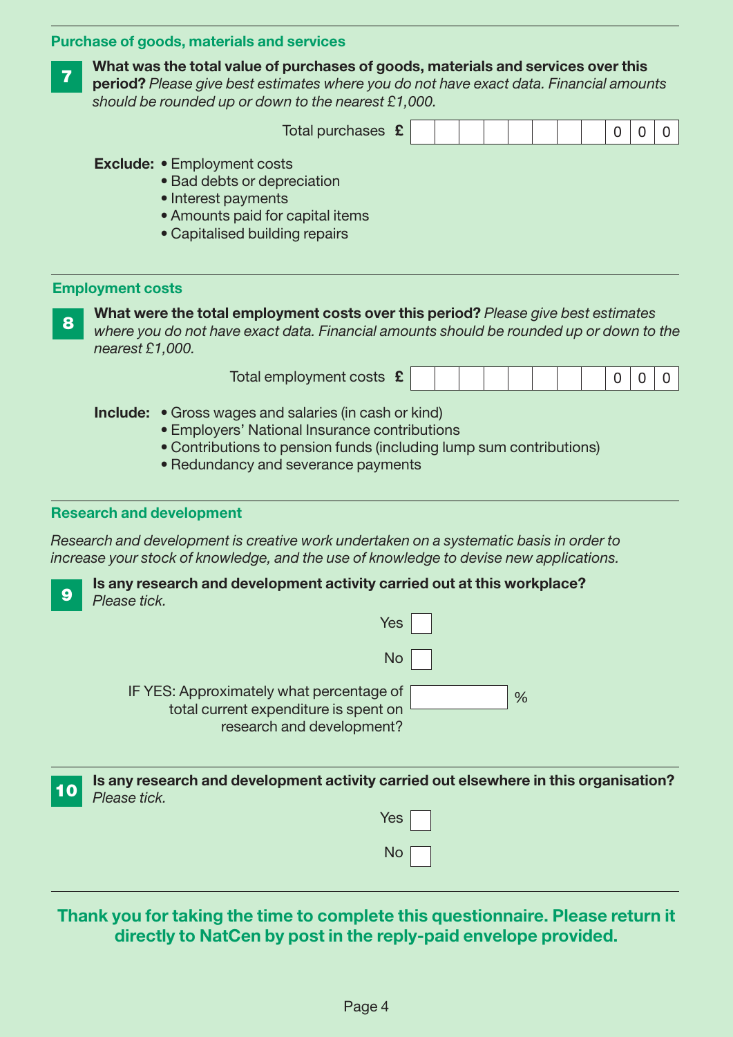## Purchase of goods, materials and services

**7** **What was the total value of purchases of goods, materials and services over this period?** *Please give best estimates where you do not have exact data. Financial amounts should be rounded up or down to the nearest £1,000.*

Total purchases £ ____________ 0 0 0

**Exclude:**
- Employment costs
- Bad debts or depreciation
- Interest payments
- Amounts paid for capital items
- Capitalised building repairs

## Employment costs

**8** **What were the total employment costs over this period?** *Please give best estimates where you do not have exact data. Financial amounts should be rounded up or down to the nearest £1,000.*

Total employment costs £ ____________ 0 0 0

**Include:**
- Gross wages and salaries (in cash or kind)
- Employers' National Insurance contributions
- Contributions to pension funds (including lump sum contributions)
- Redundancy and severance payments

## Research and development

*Research and development is creative work undertaken on a systematic basis in order to increase your stock of knowledge, and the use of knowledge to devise new applications.*

**9** **Is any research and development activity carried out at this workplace?** *Please tick.*

Yes ☐

No ☐

IF YES: Approximately what percentage of total current expenditure is spent on research and development? ________ %

**10** **Is any research and development activity carried out elsewhere in this organisation?** *Please tick.*

Yes ☐

No ☐

**Thank you for taking the time to complete this questionnaire. Please return it directly to NatCen by post in the reply-paid envelope provided.**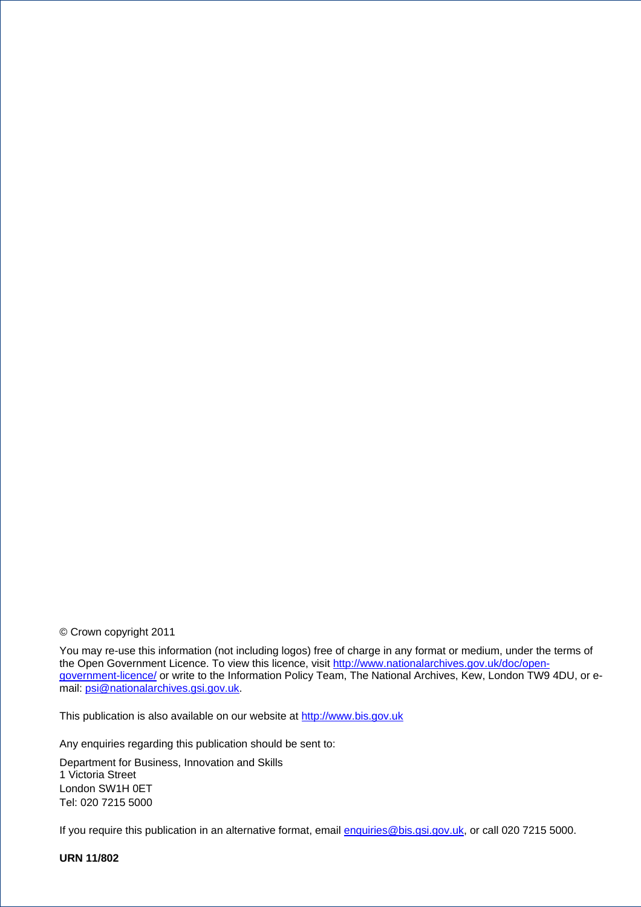© Crown copyright 2011

You may re-use this information (not including logos) free of charge in any format or medium, under the terms of the Open Government Licence. To view this licence, visit http://www.nationalarchives.gov.uk/doc/open-government-licence/ or write to the Information Policy Team, The National Archives, Kew, London TW9 4DU, or e-mail: psi@nationalarchives.gsi.gov.uk.

This publication is also available on our website at http://www.bis.gov.uk

Any enquiries regarding this publication should be sent to:

Department for Business, Innovation and Skills
1 Victoria Street
London SW1H 0ET
Tel: 020 7215 5000

If you require this publication in an alternative format, email enquiries@bis.gsi.gov.uk, or call 020 7215 5000.

**URN 11/802**